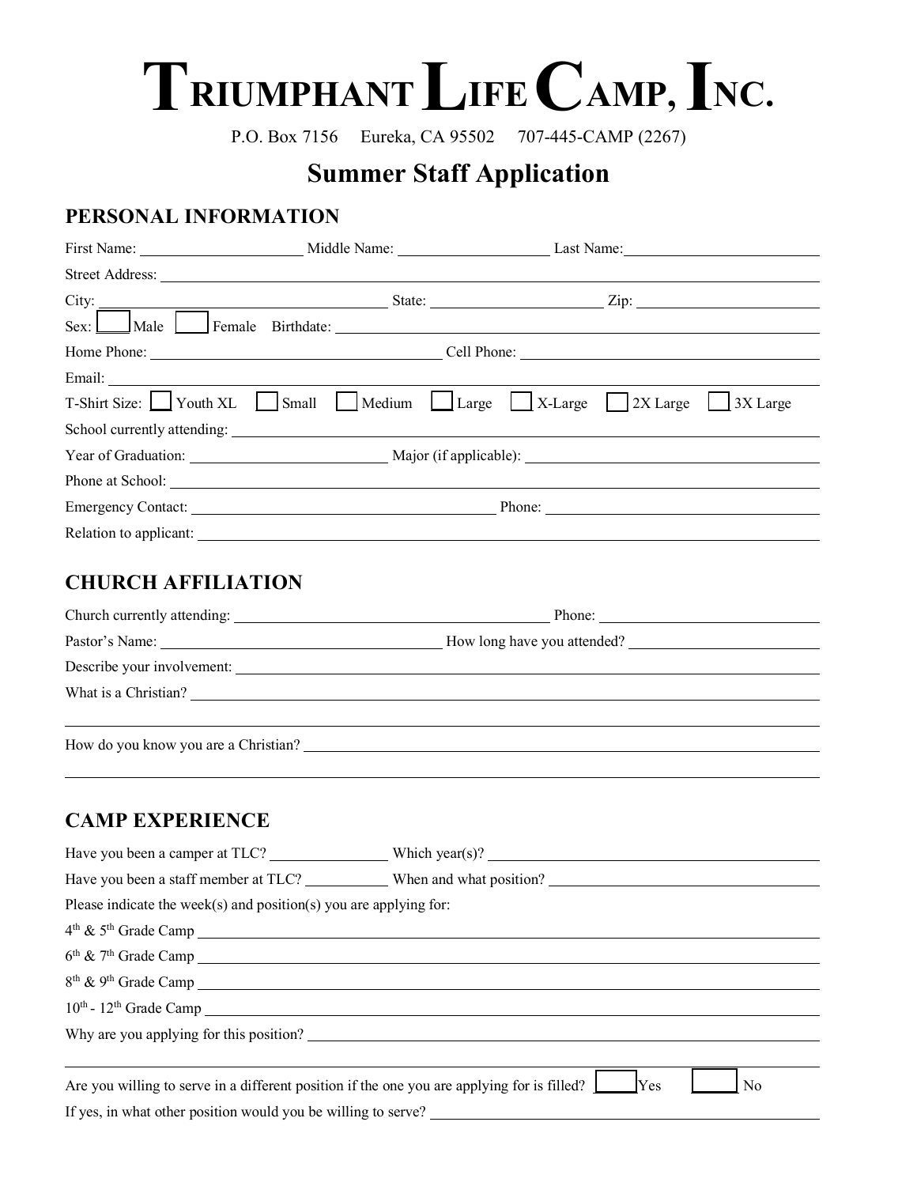# TRIUMPHANT LIFE CAMP, INC.

P.O. Box 7156 Eureka, CA 95502 707-445-CAMP (2267)

## Summer Staff Application

### PERSONAL INFORMATION

First Name: ____________________ Middle Name: ____________________ Last Name: ____________________

Street Address: ____________________

City: ____________________ State: ____________________ Zip: ____________________

Sex: ☐ Male ☐ Female Birthdate: ____________________

Home Phone: ____________________ Cell Phone: ____________________

Email: ____________________

T-Shirt Size: ☐ Youth XL ☐ Small ☐ Medium ☐ Large ☐ X-Large ☐ 2X Large ☐ 3X Large

School currently attending: ____________________

Year of Graduation: ____________________ Major (if applicable): ____________________

Phone at School: ____________________

Emergency Contact: ____________________ Phone: ____________________

Relation to applicant: ____________________

### CHURCH AFFILIATION

Church currently attending: ____________________ Phone: ____________________

Pastor's Name: ____________________ How long have you attended? ____________________

Describe your involvement: ____________________

What is a Christian? ____________________

____________________

How do you know you are a Christian? ____________________

____________________

### CAMP EXPERIENCE

Have you been a camper at TLC? ____________________ Which year(s)? ____________________

Have you been a staff member at TLC? ____________________ When and what position? ____________________

Please indicate the week(s) and position(s) you are applying for:

4th & 5th Grade Camp ____________________

6th & 7th Grade Camp ____________________

8th & 9th Grade Camp ____________________

10th - 12th Grade Camp ____________________

Why are you applying for this position? ____________________

____________________

Are you willing to serve in a different position if the one you are applying for is filled? ☐ Yes ☐ No

If yes, in what other position would you be willing to serve? ____________________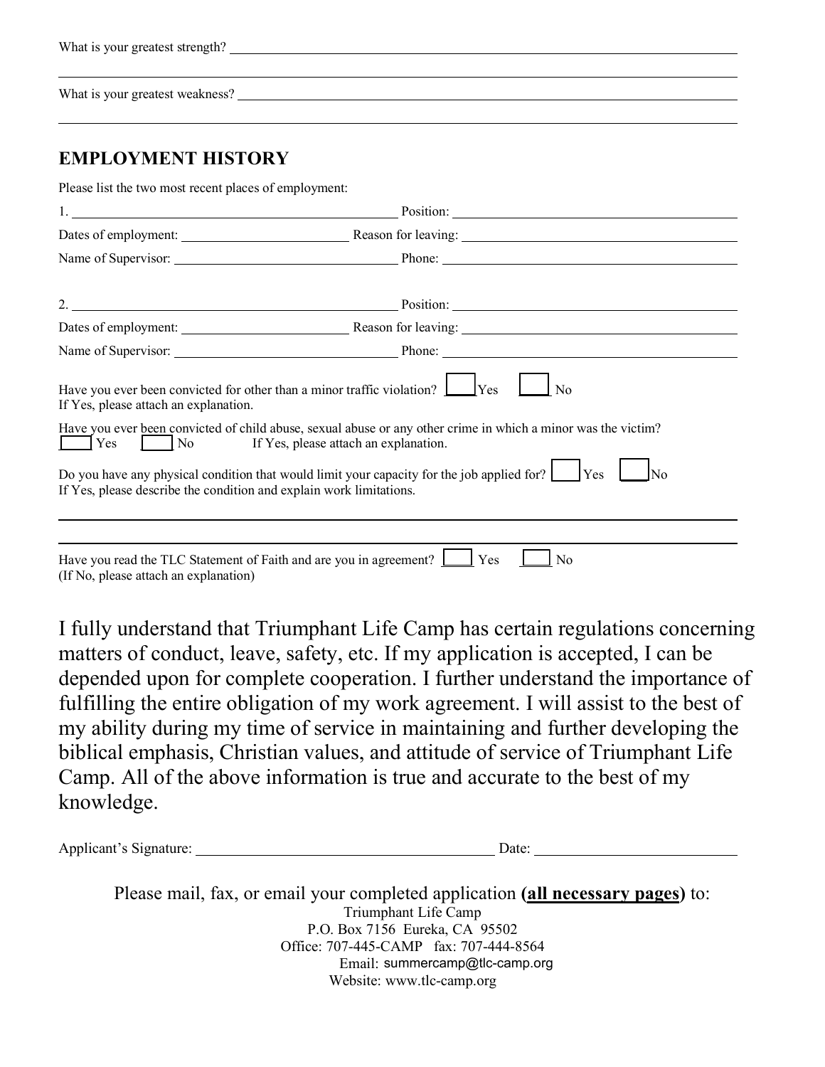What is your greatest strength? ______________________________________________

______________________________________________

What is your greatest weakness? ______________________________________________

______________________________________________

## EMPLOYMENT HISTORY

Please list the two most recent places of employment:

1. ______________________ Position: ______________________

Dates of employment: ______________________ Reason for leaving: ______________________

Name of Supervisor: ______________________ Phone: ______________________

2. ______________________ Position: ______________________

Dates of employment: ______________________ Reason for leaving: ______________________

Name of Supervisor: ______________________ Phone: ______________________

Have you ever been convicted for other than a minor traffic violation? ☐ Yes ☐ No
If Yes, please attach an explanation.

Have you ever been convicted of child abuse, sexual abuse or any other crime in which a minor was the victim?
☐ Yes ☐ No If Yes, please attach an explanation.

Do you have any physical condition that would limit your capacity for the job applied for? ☐ Yes ☐ No
If Yes, please describe the condition and explain work limitations.

______________________________________________

______________________________________________

Have you read the TLC Statement of Faith and are you in agreement? ☐ Yes ☐ No
(If No, please attach an explanation)

I fully understand that Triumphant Life Camp has certain regulations concerning matters of conduct, leave, safety, etc. If my application is accepted, I can be depended upon for complete cooperation. I further understand the importance of fulfilling the entire obligation of my work agreement. I will assist to the best of my ability during my time of service in maintaining and further developing the biblical emphasis, Christian values, and attitude of service of Triumphant Life Camp. All of the above information is true and accurate to the best of my knowledge.

Applicant's Signature: ______________________ Date: ______________________

Please mail, fax, or email your completed application **(<u>all necessary pages</u>)** to:

Triumphant Life Camp
P.O. Box 7156 Eureka, CA 95502
Office: 707-445-CAMP fax: 707-444-8564
Email: summercamp@tlc-camp.org
Website: www.tlc-camp.org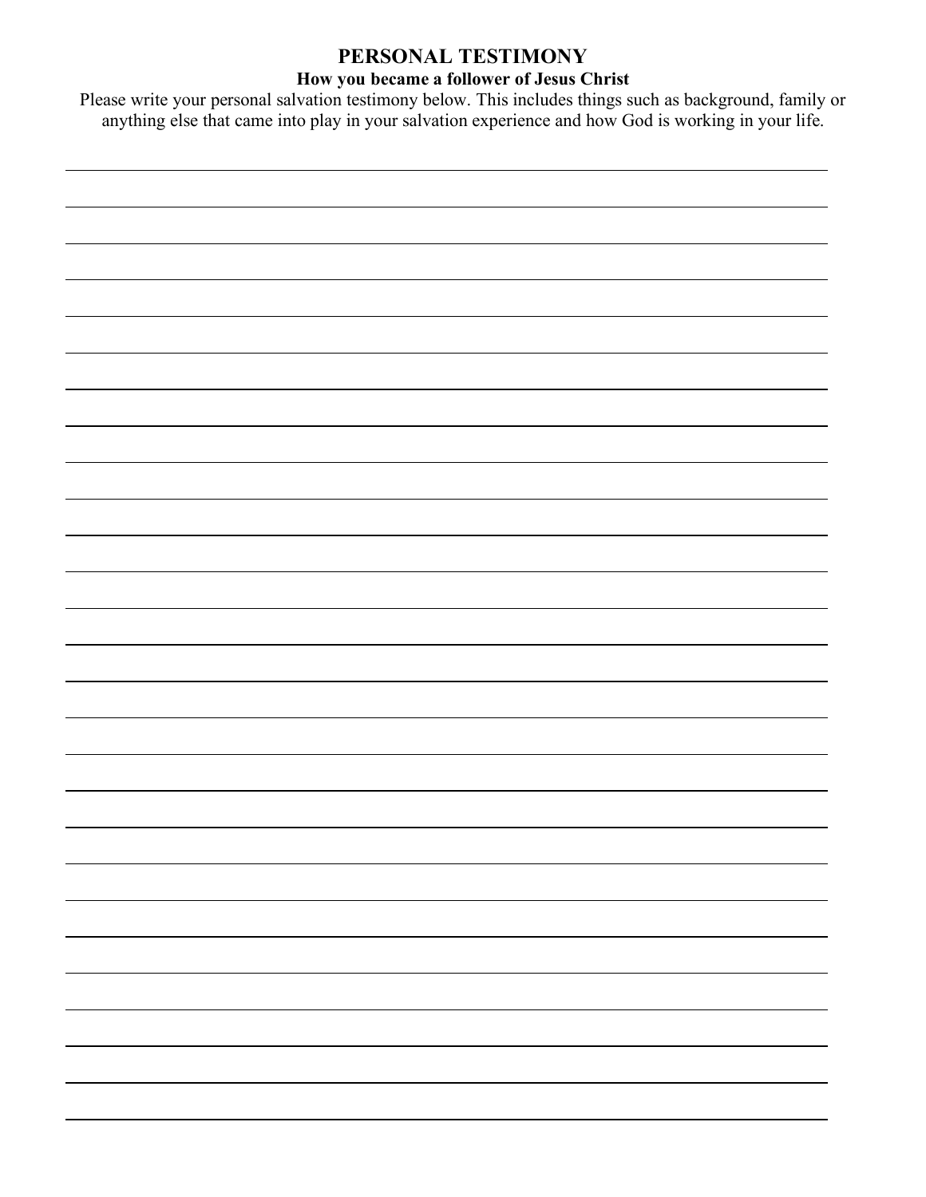# PERSONAL TESTIMONY

**How you became a follower of Jesus Christ**

Please write your personal salvation testimony below. This includes things such as background, family or anything else that came into play in your salvation experience and how God is working in your life.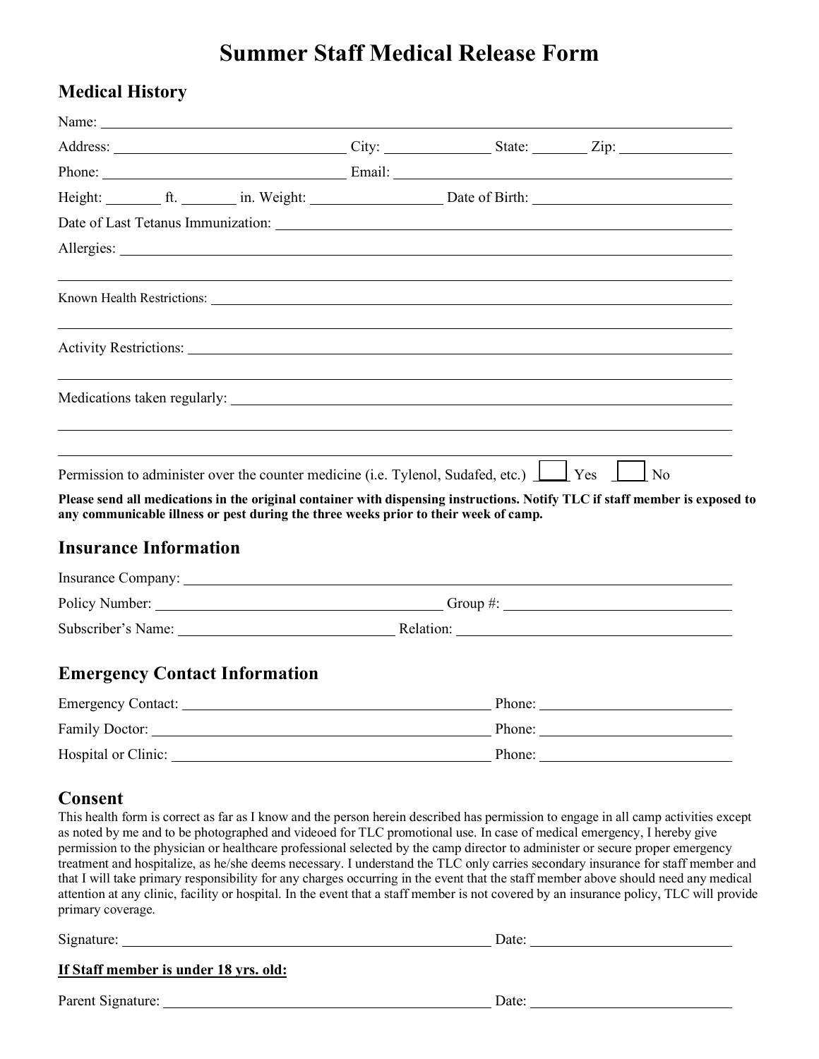# Summer Staff Medical Release Form

## Medical History

Name: ______________________________________________

Address: ______________________ City: ____________ State: ________ Zip: ____________

Phone: ______________________ Email: ______________________

Height: ________ ft. ________ in. Weight: ______________ Date of Birth: ______________

Date of Last Tetanus Immunization: ______________________

Allergies: ______________________________________________

______________________________________________

Known Health Restrictions: ______________________________________________

______________________________________________

Activity Restrictions: ______________________________________________

______________________________________________

Medications taken regularly: ______________________________________________

______________________________________________

______________________________________________

Permission to administer over the counter medicine (i.e. Tylenol, Sudafed, etc.) ☐ Yes ☐ No

**Please send all medications in the original container with dispensing instructions. Notify TLC if staff member is exposed to any communicable illness or pest during the three weeks prior to their week of camp.**

## Insurance Information

Insurance Company: ______________________________________________

Policy Number: ______________________ Group #: ______________________

Subscriber's Name: ______________________ Relation: ______________________

## Emergency Contact Information

Emergency Contact: ______________________ Phone: ______________________

Family Doctor: ______________________ Phone: ______________________

Hospital or Clinic: ______________________ Phone: ______________________

## Consent

This health form is correct as far as I know and the person herein described has permission to engage in all camp activities except as noted by me and to be photographed and videoed for TLC promotional use. In case of medical emergency, I hereby give permission to the physician or healthcare professional selected by the camp director to administer or secure proper emergency treatment and hospitalize, as he/she deems necessary. I understand the TLC only carries secondary insurance for staff member and that I will take primary responsibility for any charges occurring in the event that the staff member above should need any medical attention at any clinic, facility or hospital. In the event that a staff member is not covered by an insurance policy, TLC will provide primary coverage.

Signature: ______________________________ Date: ______________________

**<u>If Staff member is under 18 yrs. old:</u>**

Parent Signature: ______________________________ Date: ______________________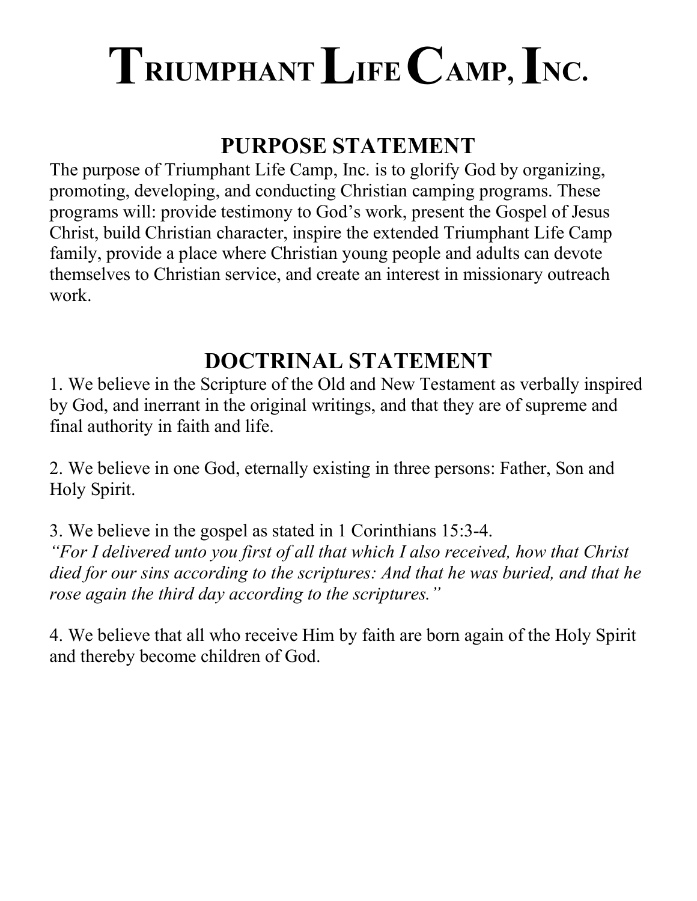# Triumphant Life Camp, Inc.

## PURPOSE STATEMENT

The purpose of Triumphant Life Camp, Inc. is to glorify God by organizing, promoting, developing, and conducting Christian camping programs. These programs will: provide testimony to God's work, present the Gospel of Jesus Christ, build Christian character, inspire the extended Triumphant Life Camp family, provide a place where Christian young people and adults can devote themselves to Christian service, and create an interest in missionary outreach work.

## DOCTRINAL STATEMENT

1. We believe in the Scripture of the Old and New Testament as verbally inspired by God, and inerrant in the original writings, and that they are of supreme and final authority in faith and life.

2. We believe in one God, eternally existing in three persons: Father, Son and Holy Spirit.

3. We believe in the gospel as stated in 1 Corinthians 15:3-4.
*"For I delivered unto you first of all that which I also received, how that Christ died for our sins according to the scriptures: And that he was buried, and that he rose again the third day according to the scriptures."*

4. We believe that all who receive Him by faith are born again of the Holy Spirit and thereby become children of God.